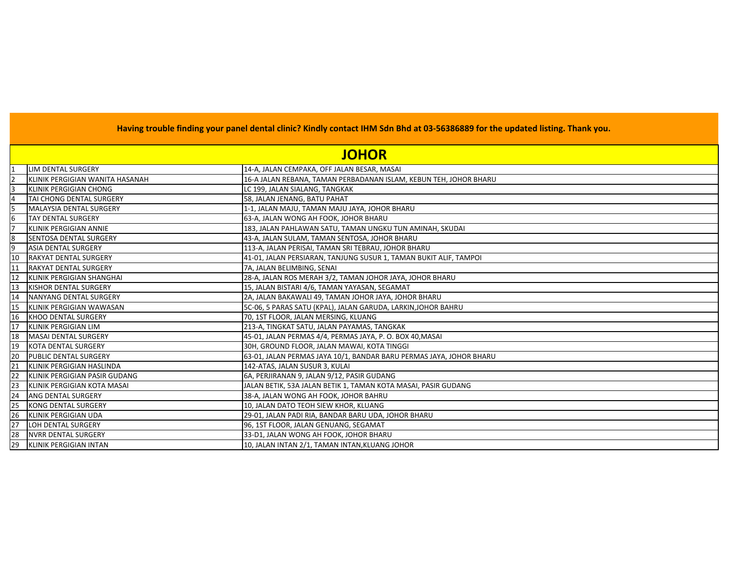**Having trouble finding your panel dental clinic? Kindly contact IHM Sdn Bhd at 03-56386889 for the updated listing. Thank you.**

# JOHOR

| | | |
|---|---|---|
| 1 | LIM DENTAL SURGERY | 14-A, JALAN CEMPAKA, OFF JALAN BESAR, MASAI |
| 2 | KLINIK PERGIGIAN WANITA HASANAH | 16-A JALAN REBANA, TAMAN PERBADANAN ISLAM, KEBUN TEH, JOHOR BHARU |
| 3 | KLINIK PERGIGIAN CHONG | LC 199, JALAN SIALANG, TANGKAK |
| 4 | TAI CHONG DENTAL SURGERY | 58, JALAN JENANG, BATU PAHAT |
| 5 | MALAYSIA DENTAL SURGERY | 1-1, JALAN MAJU, TAMAN MAJU JAYA, JOHOR BHARU |
| 6 | TAY DENTAL SURGERY | 63-A, JALAN WONG AH FOOK, JOHOR BHARU |
| 7 | KLINIK PERGIGIAN ANNIE | 183, JALAN PAHLAWAN SATU, TAMAN UNGKU TUN AMINAH, SKUDAI |
| 8 | SENTOSA DENTAL SURGERY | 43-A, JALAN SULAM, TAMAN SENTOSA, JOHOR BHARU |
| 9 | ASIA DENTAL SURGERY | 113-A, JALAN PERISAI, TAMAN SRI TEBRAU, JOHOR BHARU |
| 10 | RAKYAT DENTAL SURGERY | 41-01, JALAN PERSIARAN, TANJUNG SUSUR 1, TAMAN BUKIT ALIF, TAMPOI |
| 11 | RAKYAT DENTAL SURGERY | 7A, JALAN BELIMBING, SENAI |
| 12 | KLINIK PERGIGIAN SHANGHAI | 28-A, JALAN ROS MERAH 3/2, TAMAN JOHOR JAYA, JOHOR BHARU |
| 13 | KISHOR DENTAL SURGERY | 15, JALAN BISTARI 4/6, TAMAN YAYASAN, SEGAMAT |
| 14 | NANYANG DENTAL SURGERY | 2A, JALAN BAKAWALI 49, TAMAN JOHOR JAYA, JOHOR BHARU |
| 15 | KLINIK PERGIGIAN WAWASAN | 5C-06, 5 PARAS SATU (KPAL), JALAN GARUDA, LARKIN,JOHOR BAHRU |
| 16 | KHOO DENTAL SURGERY | 70, 1ST FLOOR, JALAN MERSING, KLUANG |
| 17 | KLINIK PERGIGIAN LIM | 213-A, TINGKAT SATU, JALAN PAYAMAS, TANGKAK |
| 18 | MASAI DENTAL SURGERY | 45-01, JALAN PERMAS 4/4, PERMAS JAYA, P. O. BOX 40,MASAI |
| 19 | KOTA DENTAL SURGERY | 30H, GROUND FLOOR, JALAN MAWAI, KOTA TINGGI |
| 20 | PUBLIC DENTAL SURGERY | 63-01, JALAN PERMAS JAYA 10/1, BANDAR BARU PERMAS JAYA, JOHOR BHARU |
| 21 | KLINIK PERGIGIAN HASLINDA | 142-ATAS, JALAN SUSUR 3, KULAI |
| 22 | KLINIK PERGIGIAN PASIR GUDANG | 6A, PERJIRANAN 9, JALAN 9/12, PASIR GUDANG |
| 23 | KLINIK PERGIGIAN KOTA MASAI | JALAN BETIK, 53A JALAN BETIK 1, TAMAN KOTA MASAI, PASIR GUDANG |
| 24 | ANG DENTAL SURGERY | 38-A, JALAN WONG AH FOOK, JOHOR BAHRU |
| 25 | KONG DENTAL SURGERY | 10, JALAN DATO TEOH SIEW KHOR, KLUANG |
| 26 | KLINIK PERGIGIAN UDA | 29-01, JALAN PADI RIA, BANDAR BARU UDA, JOHOR BHARU |
| 27 | LOH DENTAL SURGERY | 96, 1ST FLOOR, JALAN GENUANG, SEGAMAT |
| 28 | NVRR DENTAL SURGERY | 33-D1, JALAN WONG AH FOOK, JOHOR BHARU |
| 29 | KLINIK PERGIGIAN INTAN | 10, JALAN INTAN 2/1, TAMAN INTAN,KLUANG JOHOR |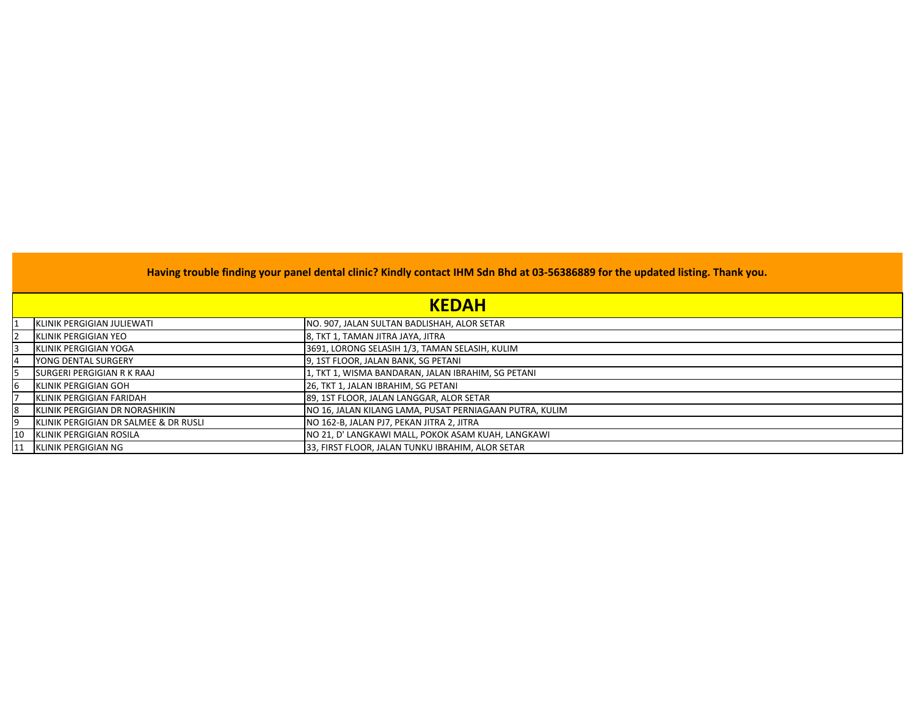**Having trouble finding your panel dental clinic? Kindly contact IHM Sdn Bhd at 03-56386889 for the updated listing. Thank you.**

## KEDAH

| | | |
|---|---|---|
| 1 | KLINIK PERGIGIAN JULIEWATI | NO. 907, JALAN SULTAN BADLISHAH, ALOR SETAR |
| 2 | KLINIK PERGIGIAN YEO | 8, TKT 1, TAMAN JITRA JAYA, JITRA |
| 3 | KLINIK PERGIGIAN YOGA | 3691, LORONG SELASIH 1/3, TAMAN SELASIH, KULIM |
| 4 | YONG DENTAL SURGERY | 9, 1ST FLOOR, JALAN BANK, SG PETANI |
| 5 | SURGERI PERGIGIAN R K RAAJ | 1, TKT 1, WISMA BANDARAN, JALAN IBRAHIM, SG PETANI |
| 6 | KLINIK PERGIGIAN GOH | 26, TKT 1, JALAN IBRAHIM, SG PETANI |
| 7 | KLINIK PERGIGIAN FARIDAH | 89, 1ST FLOOR, JALAN LANGGAR, ALOR SETAR |
| 8 | KLINIK PERGIGIAN DR NORASHIKIN | NO 16, JALAN KILANG LAMA, PUSAT PERNIAGAAN PUTRA, KULIM |
| 9 | KLINIK PERGIGIAN DR SALMEE & DR RUSLI | NO 162-B, JALAN PJ7, PEKAN JITRA 2, JITRA |
| 10 | KLINIK PERGIGIAN ROSILA | NO 21, D' LANGKAWI MALL, POKOK ASAM KUAH, LANGKAWI |
| 11 | KLINIK PERGIGIAN NG | 33, FIRST FLOOR, JALAN TUNKU IBRAHIM, ALOR SETAR |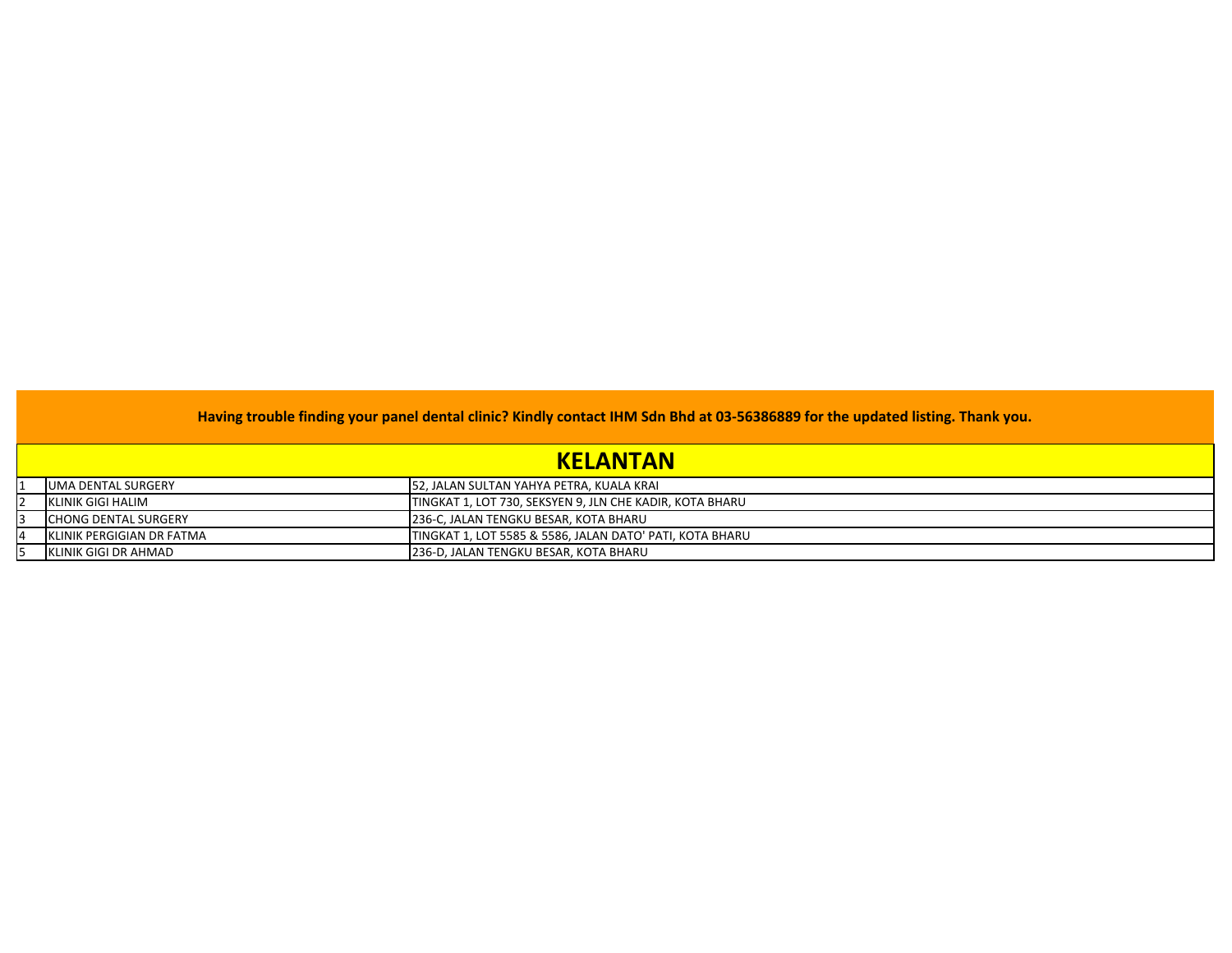**Having trouble finding your panel dental clinic? Kindly contact IHM Sdn Bhd at 03-56386889 for the updated listing. Thank you.**

## KELANTAN

| | | |
|---|---|---|
| 1 | UMA DENTAL SURGERY | 52, JALAN SULTAN YAHYA PETRA, KUALA KRAI |
| 2 | KLINIK GIGI HALIM | TINGKAT 1, LOT 730, SEKSYEN 9, JLN CHE KADIR, KOTA BHARU |
| 3 | CHONG DENTAL SURGERY | 236-C, JALAN TENGKU BESAR, KOTA BHARU |
| 4 | KLINIK PERGIGIAN DR FATMA | TINGKAT 1, LOT 5585 & 5586, JALAN DATO' PATI, KOTA BHARU |
| 5 | KLINIK GIGI DR AHMAD | 236-D, JALAN TENGKU BESAR, KOTA BHARU |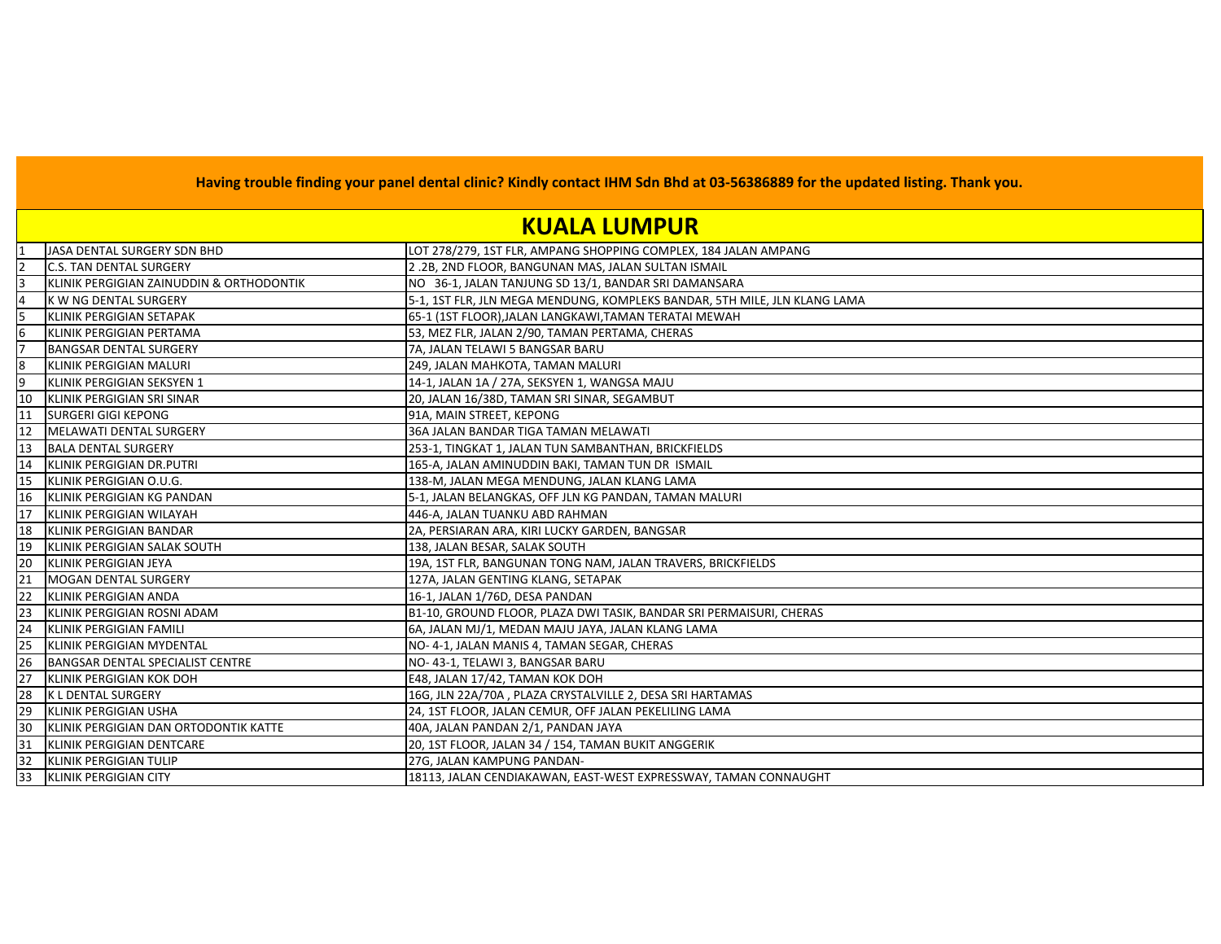**Having trouble finding your panel dental clinic? Kindly contact IHM Sdn Bhd at 03-56386889 for the updated listing. Thank you.**

## KUALA LUMPUR

| | | |
|---|---|---|
| 1 | JASA DENTAL SURGERY SDN BHD | LOT 278/279, 1ST FLR, AMPANG SHOPPING COMPLEX, 184 JALAN AMPANG |
| 2 | C.S. TAN DENTAL SURGERY | 2 .2B, 2ND FLOOR, BANGUNAN MAS, JALAN SULTAN ISMAIL |
| 3 | KLINIK PERGIGIAN ZAINUDDIN & ORTHODONTIK | NO 36-1, JALAN TANJUNG SD 13/1, BANDAR SRI DAMANSARA |
| 4 | K W NG DENTAL SURGERY | 5-1, 1ST FLR, JLN MEGA MENDUNG, KOMPLEKS BANDAR, 5TH MILE, JLN KLANG LAMA |
| 5 | KLINIK PERGIGIAN SETAPAK | 65-1 (1ST FLOOR),JALAN LANGKAWI,TAMAN TERATAI MEWAH |
| 6 | KLINIK PERGIGIAN PERTAMA | 53, MEZ FLR, JALAN 2/90, TAMAN PERTAMA, CHERAS |
| 7 | BANGSAR DENTAL SURGERY | 7A, JALAN TELAWI 5 BANGSAR BARU |
| 8 | KLINIK PERGIGIAN MALURI | 249, JALAN MAHKOTA, TAMAN MALURI |
| 9 | KLINIK PERGIGIAN SEKSYEN 1 | 14-1, JALAN 1A / 27A, SEKSYEN 1, WANGSA MAJU |
| 10 | KLINIK PERGIGIAN SRI SINAR | 20, JALAN 16/38D, TAMAN SRI SINAR, SEGAMBUT |
| 11 | SURGERI GIGI KEPONG | 91A, MAIN STREET, KEPONG |
| 12 | MELAWATI DENTAL SURGERY | 36A JALAN BANDAR TIGA TAMAN MELAWATI |
| 13 | BALA DENTAL SURGERY | 253-1, TINGKAT 1, JALAN TUN SAMBANTHAN, BRICKFIELDS |
| 14 | KLINIK PERGIGIAN DR.PUTRI | 165-A, JALAN AMINUDDIN BAKI, TAMAN TUN DR ISMAIL |
| 15 | KLINIK PERGIGIAN O.U.G. | 138-M, JALAN MEGA MENDUNG, JALAN KLANG LAMA |
| 16 | KLINIK PERGIGIAN KG PANDAN | 5-1, JALAN BELANGKAS, OFF JLN KG PANDAN, TAMAN MALURI |
| 17 | KLINIK PERGIGIAN WILAYAH | 446-A, JALAN TUANKU ABD RAHMAN |
| 18 | KLINIK PERGIGIAN BANDAR | 2A, PERSIARAN ARA, KIRI LUCKY GARDEN, BANGSAR |
| 19 | KLINIK PERGIGIAN SALAK SOUTH | 138, JALAN BESAR, SALAK SOUTH |
| 20 | KLINIK PERGIGIAN JEYA | 19A, 1ST FLR, BANGUNAN TONG NAM, JALAN TRAVERS, BRICKFIELDS |
| 21 | MOGAN DENTAL SURGERY | 127A, JALAN GENTING KLANG, SETAPAK |
| 22 | KLINIK PERGIGIAN ANDA | 16-1, JALAN 1/76D, DESA PANDAN |
| 23 | KLINIK PERGIGIAN ROSNI ADAM | B1-10, GROUND FLOOR, PLAZA DWI TASIK, BANDAR SRI PERMAISURI, CHERAS |
| 24 | KLINIK PERGIGIAN FAMILI | 6A, JALAN MJ/1, MEDAN MAJU JAYA, JALAN KLANG LAMA |
| 25 | KLINIK PERGIGIAN MYDENTAL | NO- 4-1, JALAN MANIS 4, TAMAN SEGAR, CHERAS |
| 26 | BANGSAR DENTAL SPECIALIST CENTRE | NO- 43-1, TELAWI 3, BANGSAR BARU |
| 27 | KLINIK PERGIGIAN KOK DOH | E48, JALAN 17/42, TAMAN KOK DOH |
| 28 | K L DENTAL SURGERY | 16G, JLN 22A/70A , PLAZA CRYSTALVILLE 2, DESA SRI HARTAMAS |
| 29 | KLINIK PERGIGIAN USHA | 24, 1ST FLOOR, JALAN CEMUR, OFF JALAN PEKELILING LAMA |
| 30 | KLINIK PERGIGIAN DAN ORTODONTIK KATTE | 40A, JALAN PANDAN 2/1, PANDAN JAYA |
| 31 | KLINIK PERGIGIAN DENTCARE | 20, 1ST FLOOR, JALAN 34 / 154, TAMAN BUKIT ANGGERIK |
| 32 | KLINIK PERGIGIAN TULIP | 27G, JALAN KAMPUNG PANDAN- |
| 33 | KLINIK PERGIGIAN CITY | 18113, JALAN CENDIAKAWAN, EAST-WEST EXPRESSWAY, TAMAN CONNAUGHT |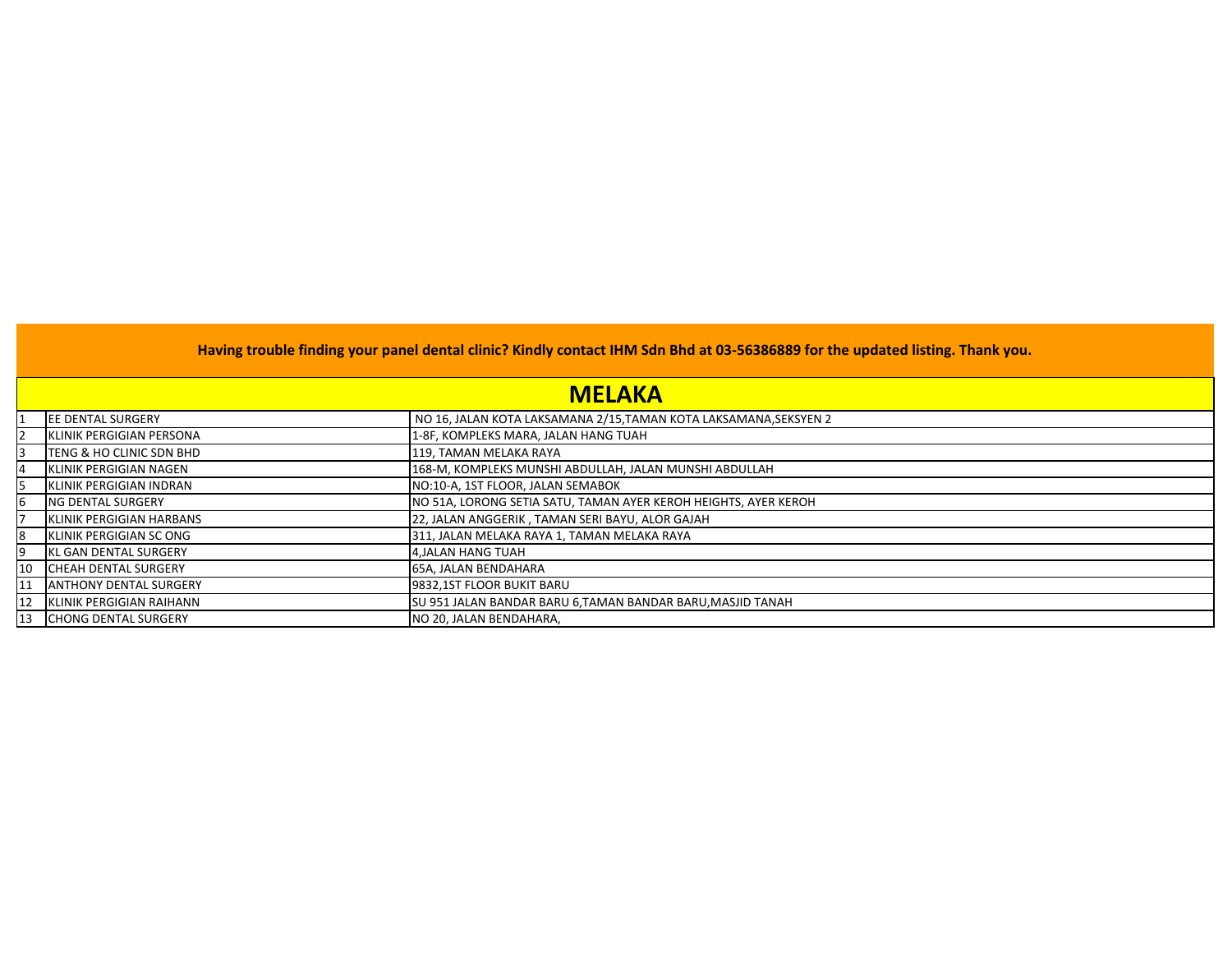**Having trouble finding your panel dental clinic? Kindly contact IHM Sdn Bhd at 03-56386889 for the updated listing. Thank you.**

## MELAKA

| | | |
|---|---|---|
| 1 | EE DENTAL SURGERY | NO 16, JALAN KOTA LAKSAMANA 2/15,TAMAN KOTA LAKSAMANA,SEKSYEN 2 |
| 2 | KLINIK PERGIGIAN PERSONA | 1-8F, KOMPLEKS MARA, JALAN HANG TUAH |
| 3 | TENG & HO CLINIC SDN BHD | 119, TAMAN MELAKA RAYA |
| 4 | KLINIK PERGIGIAN NAGEN | 168-M, KOMPLEKS MUNSHI ABDULLAH, JALAN MUNSHI ABDULLAH |
| 5 | KLINIK PERGIGIAN INDRAN | NO:10-A, 1ST FLOOR, JALAN SEMABOK |
| 6 | NG DENTAL SURGERY | NO 51A, LORONG SETIA SATU, TAMAN AYER KEROH HEIGHTS, AYER KEROH |
| 7 | KLINIK PERGIGIAN HARBANS | 22, JALAN ANGGERIK , TAMAN SERI BAYU, ALOR GAJAH |
| 8 | KLINIK PERGIGIAN SC ONG | 311, JALAN MELAKA RAYA 1, TAMAN MELAKA RAYA |
| 9 | KL GAN DENTAL SURGERY | 4,JALAN HANG TUAH |
| 10 | CHEAH DENTAL SURGERY | 65A, JALAN BENDAHARA |
| 11 | ANTHONY DENTAL SURGERY | 9832,1ST FLOOR BUKIT BARU |
| 12 | KLINIK PERGIGIAN RAIHANN | SU 951 JALAN BANDAR BARU 6,TAMAN BANDAR BARU,MASJID TANAH |
| 13 | CHONG DENTAL SURGERY | NO 20, JALAN BENDAHARA, |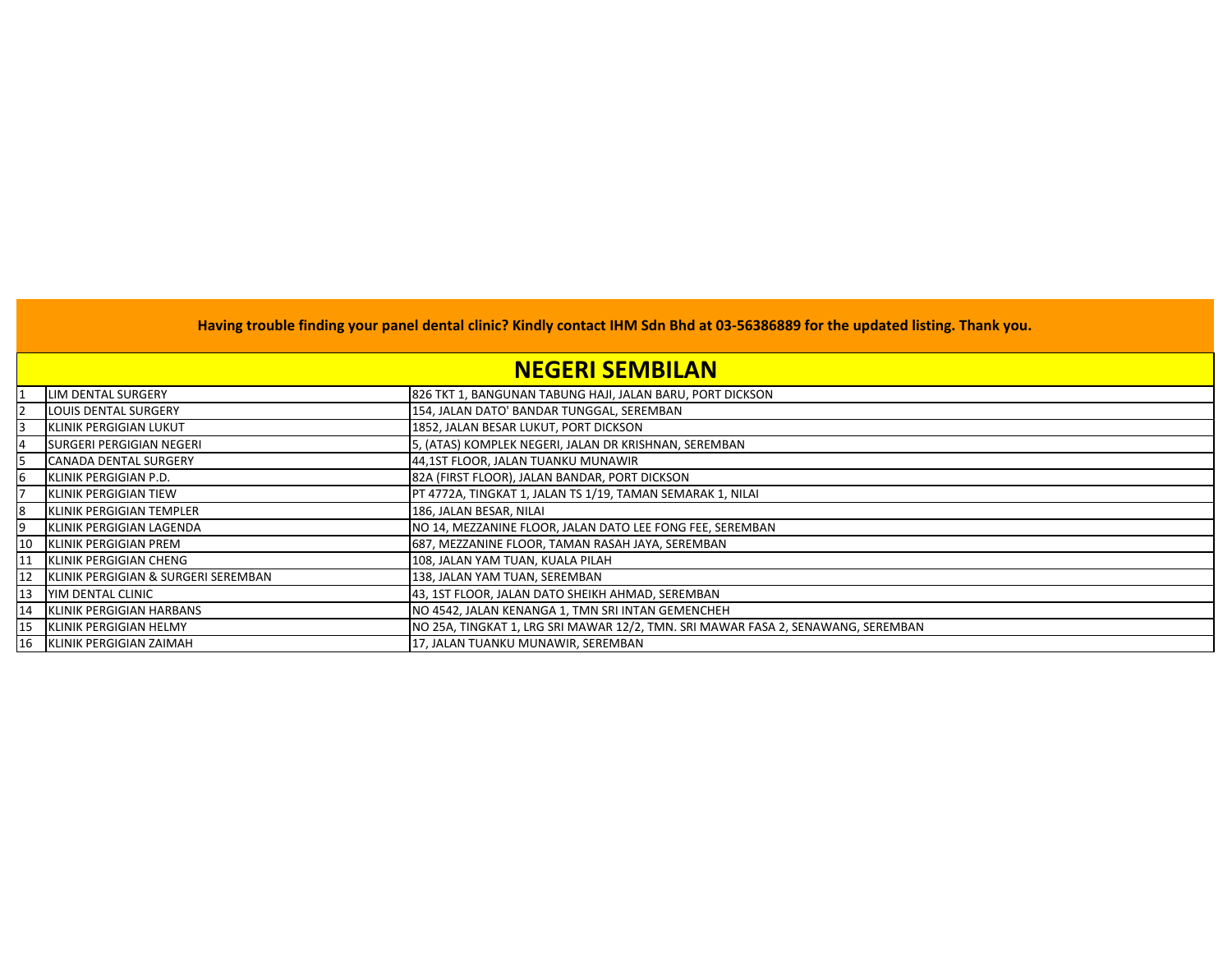**Having trouble finding your panel dental clinic? Kindly contact IHM Sdn Bhd at 03-56386889 for the updated listing. Thank you.**

## NEGERI SEMBILAN

| | | |
|---|---|---|
| 1 | LIM DENTAL SURGERY | 826 TKT 1, BANGUNAN TABUNG HAJI, JALAN BARU, PORT DICKSON |
| 2 | LOUIS DENTAL SURGERY | 154, JALAN DATO' BANDAR TUNGGAL, SEREMBAN |
| 3 | KLINIK PERGIGIAN LUKUT | 1852, JALAN BESAR LUKUT, PORT DICKSON |
| 4 | SURGERI PERGIGIAN NEGERI | 5, (ATAS) KOMPLEK NEGERI, JALAN DR KRISHNAN, SEREMBAN |
| 5 | CANADA DENTAL SURGERY | 44,1ST FLOOR, JALAN TUANKU MUNAWIR |
| 6 | KLINIK PERGIGIAN P.D. | 82A (FIRST FLOOR), JALAN BANDAR, PORT DICKSON |
| 7 | KLINIK PERGIGIAN TIEW | PT 4772A, TINGKAT 1, JALAN TS 1/19, TAMAN SEMARAK 1, NILAI |
| 8 | KLINIK PERGIGIAN TEMPLER | 186, JALAN BESAR, NILAI |
| 9 | KLINIK PERGIGIAN LAGENDA | NO 14, MEZZANINE FLOOR, JALAN DATO LEE FONG FEE, SEREMBAN |
| 10 | KLINIK PERGIGIAN PREM | 687, MEZZANINE FLOOR, TAMAN RASAH JAYA, SEREMBAN |
| 11 | KLINIK PERGIGIAN CHENG | 108, JALAN YAM TUAN, KUALA PILAH |
| 12 | KLINIK PERGIGIAN & SURGERI SEREMBAN | 138, JALAN YAM TUAN, SEREMBAN |
| 13 | YIM DENTAL CLINIC | 43, 1ST FLOOR, JALAN DATO SHEIKH AHMAD, SEREMBAN |
| 14 | KLINIK PERGIGIAN HARBANS | NO 4542, JALAN KENANGA 1, TMN SRI INTAN GEMENCHEH |
| 15 | KLINIK PERGIGIAN HELMY | NO 25A, TINGKAT 1, LRG SRI MAWAR 12/2, TMN. SRI MAWAR FASA 2, SENAWANG, SEREMBAN |
| 16 | KLINIK PERGIGIAN ZAIMAH | 17, JALAN TUANKU MUNAWIR, SEREMBAN |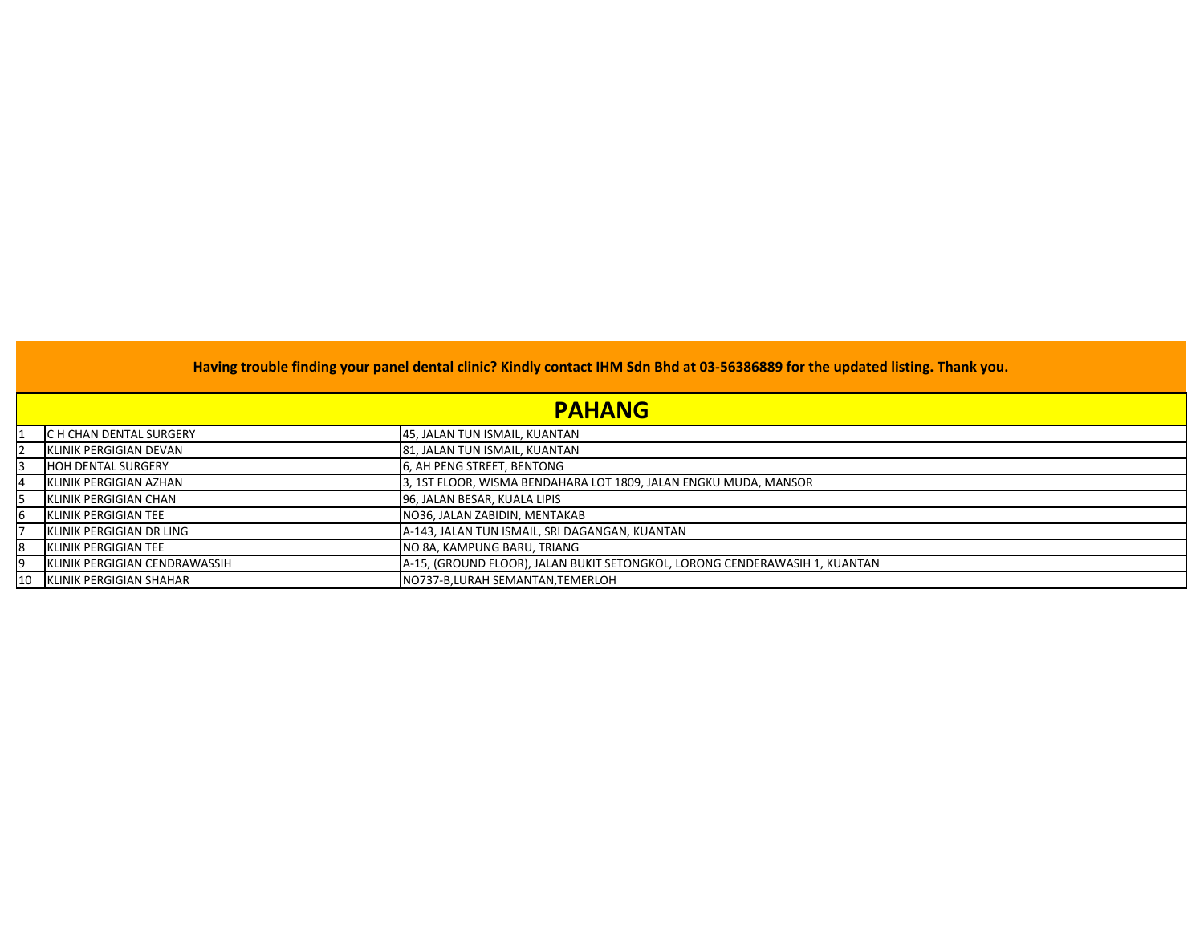**Having trouble finding your panel dental clinic? Kindly contact IHM Sdn Bhd at 03-56386889 for the updated listing. Thank you.**

## PAHANG

| | | |
|---|---|---|
| 1 | C H CHAN DENTAL SURGERY | 45, JALAN TUN ISMAIL, KUANTAN |
| 2 | KLINIK PERGIGIAN DEVAN | 81, JALAN TUN ISMAIL, KUANTAN |
| 3 | HOH DENTAL SURGERY | 6, AH PENG STREET, BENTONG |
| 4 | KLINIK PERGIGIAN AZHAN | 3, 1ST FLOOR, WISMA BENDAHARA LOT 1809, JALAN ENGKU MUDA, MANSOR |
| 5 | KLINIK PERGIGIAN CHAN | 96, JALAN BESAR, KUALA LIPIS |
| 6 | KLINIK PERGIGIAN TEE | NO36, JALAN ZABIDIN, MENTAKAB |
| 7 | KLINIK PERGIGIAN DR LING | A-143, JALAN TUN ISMAIL, SRI DAGANGAN, KUANTAN |
| 8 | KLINIK PERGIGIAN TEE | NO 8A, KAMPUNG BARU, TRIANG |
| 9 | KLINIK PERGIGIAN CENDRAWASSIH | A-15, (GROUND FLOOR), JALAN BUKIT SETONGKOL, LORONG CENDERAWASIH 1, KUANTAN |
| 10 | KLINIK PERGIGIAN SHAHAR | NO737-B,LURAH SEMANTAN,TEMERLOH |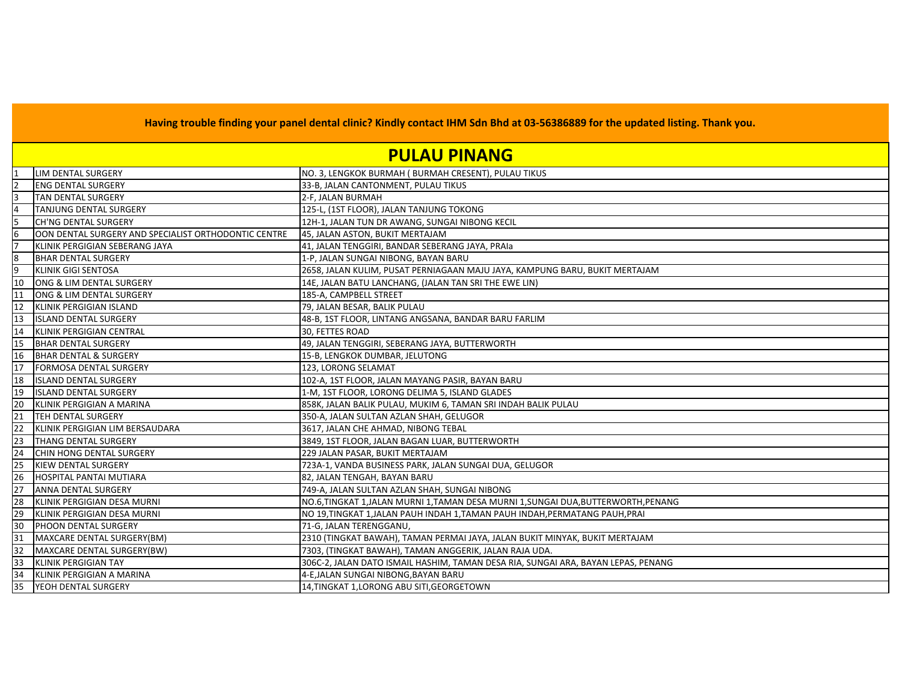**Having trouble finding your panel dental clinic? Kindly contact IHM Sdn Bhd at 03-56386889 for the updated listing. Thank you.**

## PULAU PINANG

| | | |
|---|---|---|
| 1 | LIM DENTAL SURGERY | NO. 3, LENGKOK BURMAH ( BURMAH CRESENT), PULAU TIKUS |
| 2 | ENG DENTAL SURGERY | 33-B, JALAN CANTONMENT, PULAU TIKUS |
| 3 | TAN DENTAL SURGERY | 2-F, JALAN BURMAH |
| 4 | TANJUNG DENTAL SURGERY | 125-L, (1ST FLOOR), JALAN TANJUNG TOKONG |
| 5 | CH'NG DENTAL SURGERY | 12H-1, JALAN TUN DR AWANG, SUNGAI NIBONG KECIL |
| 6 | OON DENTAL SURGERY AND SPECIALIST ORTHODONTIC CENTRE | 45, JALAN ASTON, BUKIT MERTAJAM |
| 7 | KLINIK PERGIGIAN SEBERANG JAYA | 41, JALAN TENGGIRI, BANDAR SEBERANG JAYA, PRAIa |
| 8 | BHAR DENTAL SURGERY | 1-P, JALAN SUNGAI NIBONG, BAYAN BARU |
| 9 | KLINIK GIGI SENTOSA | 2658, JALAN KULIM, PUSAT PERNIAGAAN MAJU JAYA, KAMPUNG BARU, BUKIT MERTAJAM |
| 10 | ONG & LIM DENTAL SURGERY | 14E, JALAN BATU LANCHANG, (JALAN TAN SRI THE EWE LIN) |
| 11 | ONG & LIM DENTAL SURGERY | 185-A, CAMPBELL STREET |
| 12 | KLINIK PERGIGIAN ISLAND | 79, JALAN BESAR, BALIK PULAU |
| 13 | ISLAND DENTAL SURGERY | 48-B, 1ST FLOOR, LINTANG ANGSANA, BANDAR BARU FARLIM |
| 14 | KLINIK PERGIGIAN CENTRAL | 30, FETTES ROAD |
| 15 | BHAR DENTAL SURGERY | 49, JALAN TENGGIRI, SEBERANG JAYA, BUTTERWORTH |
| 16 | BHAR DENTAL & SURGERY | 15-B, LENGKOK DUMBAR, JELUTONG |
| 17 | FORMOSA DENTAL SURGERY | 123, LORONG SELAMAT |
| 18 | ISLAND DENTAL SURGERY | 102-A, 1ST FLOOR, JALAN MAYANG PASIR, BAYAN BARU |
| 19 | ISLAND DENTAL SURGERY | 1-M, 1ST FLOOR, LORONG DELIMA 5, ISLAND GLADES |
| 20 | KLINIK PERGIGIAN A MARINA | 858K, JALAN BALIK PULAU, MUKIM 6, TAMAN SRI INDAH BALIK PULAU |
| 21 | TEH DENTAL SURGERY | 350-A, JALAN SULTAN AZLAN SHAH, GELUGOR |
| 22 | KLINIK PERGIGIAN LIM BERSAUDARA | 3617, JALAN CHE AHMAD, NIBONG TEBAL |
| 23 | THANG DENTAL SURGERY | 3849, 1ST FLOOR, JALAN BAGAN LUAR, BUTTERWORTH |
| 24 | CHIN HONG DENTAL SURGERY | 229 JALAN PASAR, BUKIT MERTAJAM |
| 25 | KIEW DENTAL SURGERY | 723A-1, VANDA BUSINESS PARK, JALAN SUNGAI DUA, GELUGOR |
| 26 | HOSPITAL PANTAI MUTIARA | 82, JALAN TENGAH, BAYAN BARU |
| 27 | ANNA DENTAL SURGERY | 749-A, JALAN SULTAN AZLAN SHAH, SUNGAI NIBONG |
| 28 | KLINIK PERGIGIAN DESA MURNI | NO.6,TINGKAT 1,JALAN MURNI 1,TAMAN DESA MURNI 1,SUNGAI DUA,BUTTERWORTH,PENANG |
| 29 | KLINIK PERGIGIAN DESA MURNI | NO 19,TINGKAT 1,JALAN PAUH INDAH 1,TAMAN PAUH INDAH,PERMATANG PAUH,PRAI |
| 30 | PHOON DENTAL SURGERY | 71-G, JALAN TERENGGANU, |
| 31 | MAXCARE DENTAL SURGERY(BM) | 2310 (TINGKAT BAWAH), TAMAN PERMAI JAYA, JALAN BUKIT MINYAK, BUKIT MERTAJAM |
| 32 | MAXCARE DENTAL SURGERY(BW) | 7303, (TINGKAT BAWAH), TAMAN ANGGERIK, JALAN RAJA UDA. |
| 33 | KLINIK PERGIGIAN TAY | 306C-2, JALAN DATO ISMAIL HASHIM, TAMAN DESA RIA, SUNGAI ARA, BAYAN LEPAS, PENANG |
| 34 | KLINIK PERGIGIAN A MARINA | 4-E,JALAN SUNGAI NIBONG,BAYAN BARU |
| 35 | YEOH DENTAL SURGERY | 14,TINGKAT 1,LORONG ABU SITI,GEORGETOWN |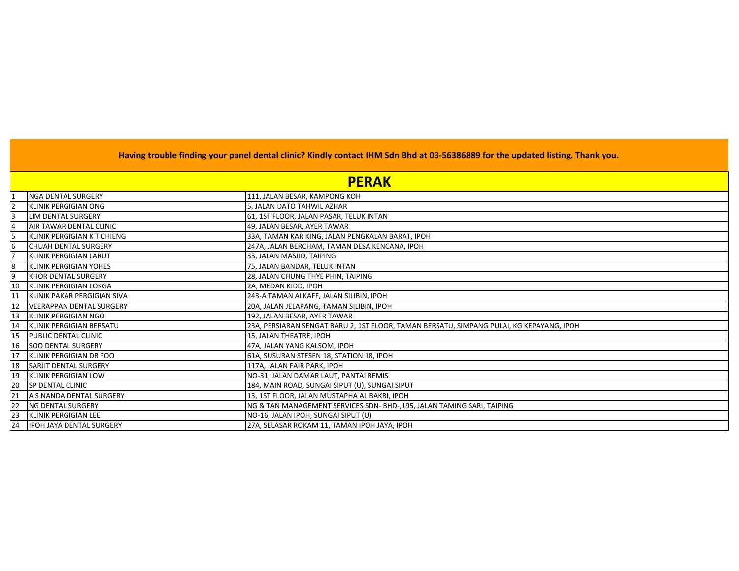**Having trouble finding your panel dental clinic? Kindly contact IHM Sdn Bhd at 03-56386889 for the updated listing. Thank you.**

## PERAK

| | | |
|---|---|---|
| 1 | NGA DENTAL SURGERY | 111, JALAN BESAR, KAMPONG KOH |
| 2 | KLINIK PERGIGIAN ONG | 5, JALAN DATO TAHWIL AZHAR |
| 3 | LIM DENTAL SURGERY | 61, 1ST FLOOR, JALAN PASAR, TELUK INTAN |
| 4 | AIR TAWAR DENTAL CLINIC | 49, JALAN BESAR, AYER TAWAR |
| 5 | KLINIK PERGIGIAN K T CHIENG | 33A, TAMAN KAR KING, JALAN PENGKALAN BARAT, IPOH |
| 6 | CHUAH DENTAL SURGERY | 247A, JALAN BERCHAM, TAMAN DESA KENCANA, IPOH |
| 7 | KLINIK PERGIGIAN LARUT | 33, JALAN MASJID, TAIPING |
| 8 | KLINIK PERGIGIAN YOHES | 75, JALAN BANDAR, TELUK INTAN |
| 9 | KHOR DENTAL SURGERY | 28, JALAN CHUNG THYE PHIN, TAIPING |
| 10 | KLINIK PERGIGIAN LOKGA | 2A, MEDAN KIDD, IPOH |
| 11 | KLINIK PAKAR PERGIGIAN SIVA | 243-A TAMAN ALKAFF, JALAN SILIBIN, IPOH |
| 12 | VEERAPPAN DENTAL SURGERY | 20A, JALAN JELAPANG, TAMAN SILIBIN, IPOH |
| 13 | KLINIK PERGIGIAN NGO | 192, JALAN BESAR, AYER TAWAR |
| 14 | KLINIK PERGIGIAN BERSATU | 23A, PERSIARAN SENGAT BARU 2, 1ST FLOOR, TAMAN BERSATU, SIMPANG PULAI, KG KEPAYANG, IPOH |
| 15 | PUBLIC DENTAL CLINIC | 15, JALAN THEATRE, IPOH |
| 16 | SOO DENTAL SURGERY | 47A, JALAN YANG KALSOM, IPOH |
| 17 | KLINIK PERGIGIAN DR FOO | 61A, SUSURAN STESEN 18, STATION 18, IPOH |
| 18 | SARJIT DENTAL SURGERY | 117A, JALAN FAIR PARK, IPOH |
| 19 | KLINIK PERGIGIAN LOW | NO-31, JALAN DAMAR LAUT, PANTAI REMIS |
| 20 | SP DENTAL CLINIC | 184, MAIN ROAD, SUNGAI SIPUT (U), SUNGAI SIPUT |
| 21 | A S NANDA DENTAL SURGERY | 13, 1ST FLOOR, JALAN MUSTAPHA AL BAKRI, IPOH |
| 22 | NG DENTAL SURGERY | NG & TAN MANAGEMENT SERVICES SDN- BHD-,195, JALAN TAMING SARI, TAIPING |
| 23 | KLINIK PERGIGIAN LEE | NO-16, JALAN IPOH, SUNGAI SIPUT (U) |
| 24 | IPOH JAYA DENTAL SURGERY | 27A, SELASAR ROKAM 11, TAMAN IPOH JAYA, IPOH |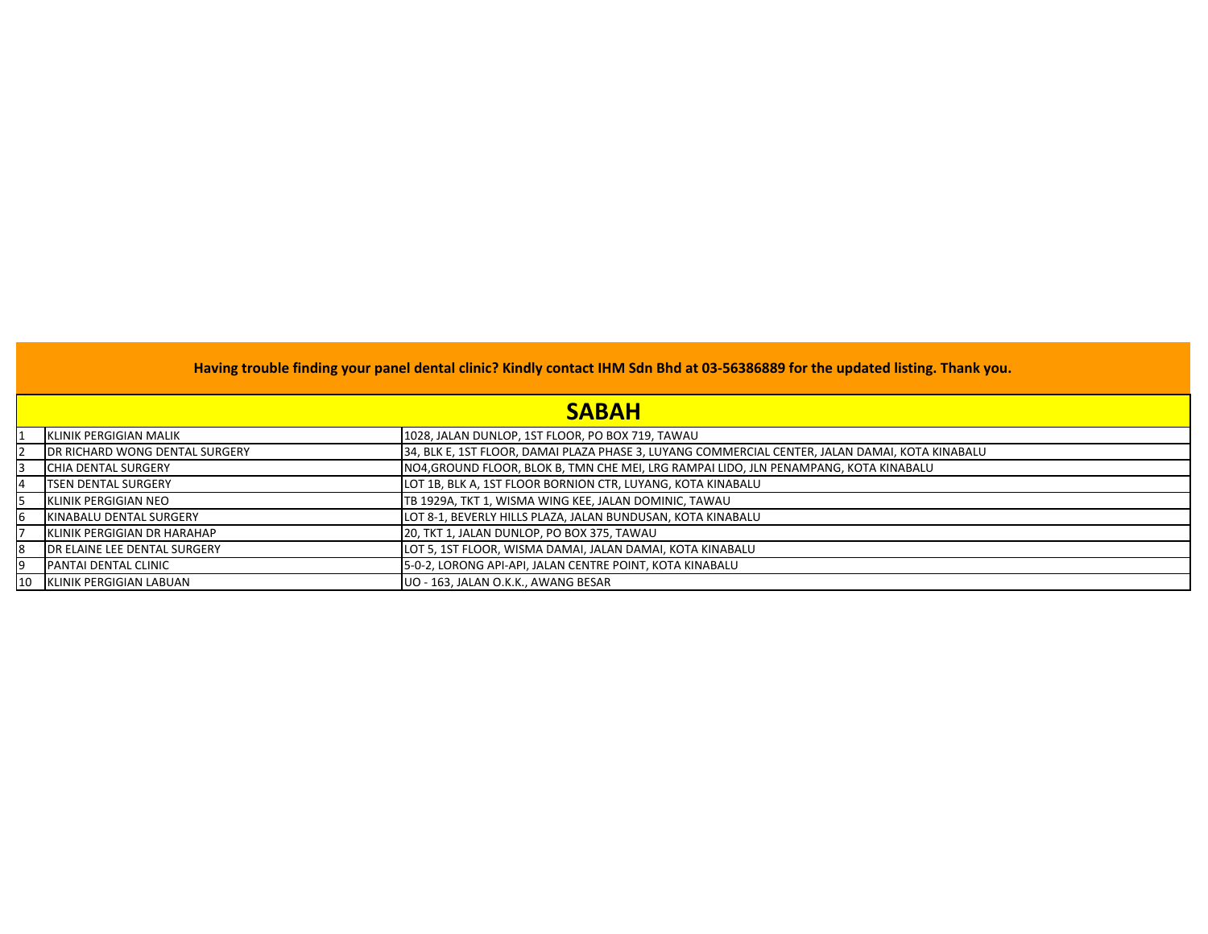**Having trouble finding your panel dental clinic? Kindly contact IHM Sdn Bhd at 03-56386889 for the updated listing. Thank you.**

## SABAH

| | | |
|---|---|---|
| 1 | KLINIK PERGIGIAN MALIK | 1028, JALAN DUNLOP, 1ST FLOOR, PO BOX 719, TAWAU |
| 2 | DR RICHARD WONG DENTAL SURGERY | 34, BLK E, 1ST FLOOR, DAMAI PLAZA PHASE 3, LUYANG COMMERCIAL CENTER, JALAN DAMAI, KOTA KINABALU |
| 3 | CHIA DENTAL SURGERY | NO4,GROUND FLOOR, BLOK B, TMN CHE MEI, LRG RAMPAI LIDO, JLN PENAMPANG, KOTA KINABALU |
| 4 | TSEN DENTAL SURGERY | LOT 1B, BLK A, 1ST FLOOR BORNION CTR, LUYANG, KOTA KINABALU |
| 5 | KLINIK PERGIGIAN NEO | TB 1929A, TKT 1, WISMA WING KEE, JALAN DOMINIC, TAWAU |
| 6 | KINABALU DENTAL SURGERY | LOT 8-1, BEVERLY HILLS PLAZA, JALAN BUNDUSAN, KOTA KINABALU |
| 7 | KLINIK PERGIGIAN DR HARAHAP | 20, TKT 1, JALAN DUNLOP, PO BOX 375, TAWAU |
| 8 | DR ELAINE LEE DENTAL SURGERY | LOT 5, 1ST FLOOR, WISMA DAMAI, JALAN DAMAI, KOTA KINABALU |
| 9 | PANTAI DENTAL CLINIC | 5-0-2, LORONG API-API, JALAN CENTRE POINT, KOTA KINABALU |
| 10 | KLINIK PERGIGIAN LABUAN | UO - 163, JALAN O.K.K., AWANG BESAR |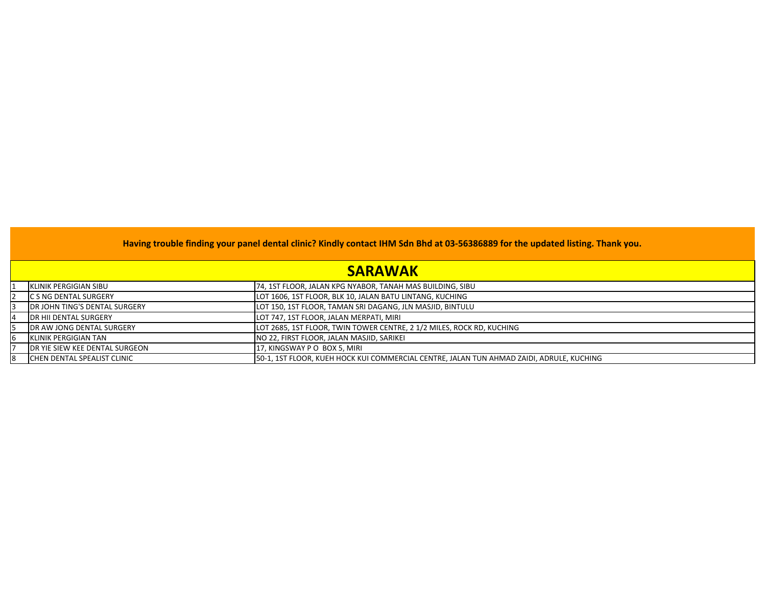**Having trouble finding your panel dental clinic? Kindly contact IHM Sdn Bhd at 03-56386889 for the updated listing. Thank you.**

## SARAWAK

| | | |
|---|---|---|
| 1 | KLINIK PERGIGIAN SIBU | 74, 1ST FLOOR, JALAN KPG NYABOR, TANAH MAS BUILDING, SIBU |
| 2 | C S NG DENTAL SURGERY | LOT 1606, 1ST FLOOR, BLK 10, JALAN BATU LINTANG, KUCHING |
| 3 | DR JOHN TING'S DENTAL SURGERY | LOT 150, 1ST FLOOR, TAMAN SRI DAGANG, JLN MASJID, BINTULU |
| 4 | DR HII DENTAL SURGERY | LOT 747, 1ST FLOOR, JALAN MERPATI, MIRI |
| 5 | DR AW JONG DENTAL SURGERY | LOT 2685, 1ST FLOOR, TWIN TOWER CENTRE, 2 1/2 MILES, ROCK RD, KUCHING |
| 6 | KLINIK PERGIGIAN TAN | NO 22, FIRST FLOOR, JALAN MASJID, SARIKEI |
| 7 | DR YIE SIEW KEE DENTAL SURGEON | 17, KINGSWAY P O BOX 5, MIRI |
| 8 | CHEN DENTAL SPEALIST CLINIC | 50-1, 1ST FLOOR, KUEH HOCK KUI COMMERCIAL CENTRE, JALAN TUN AHMAD ZAIDI, ADRULE, KUCHING |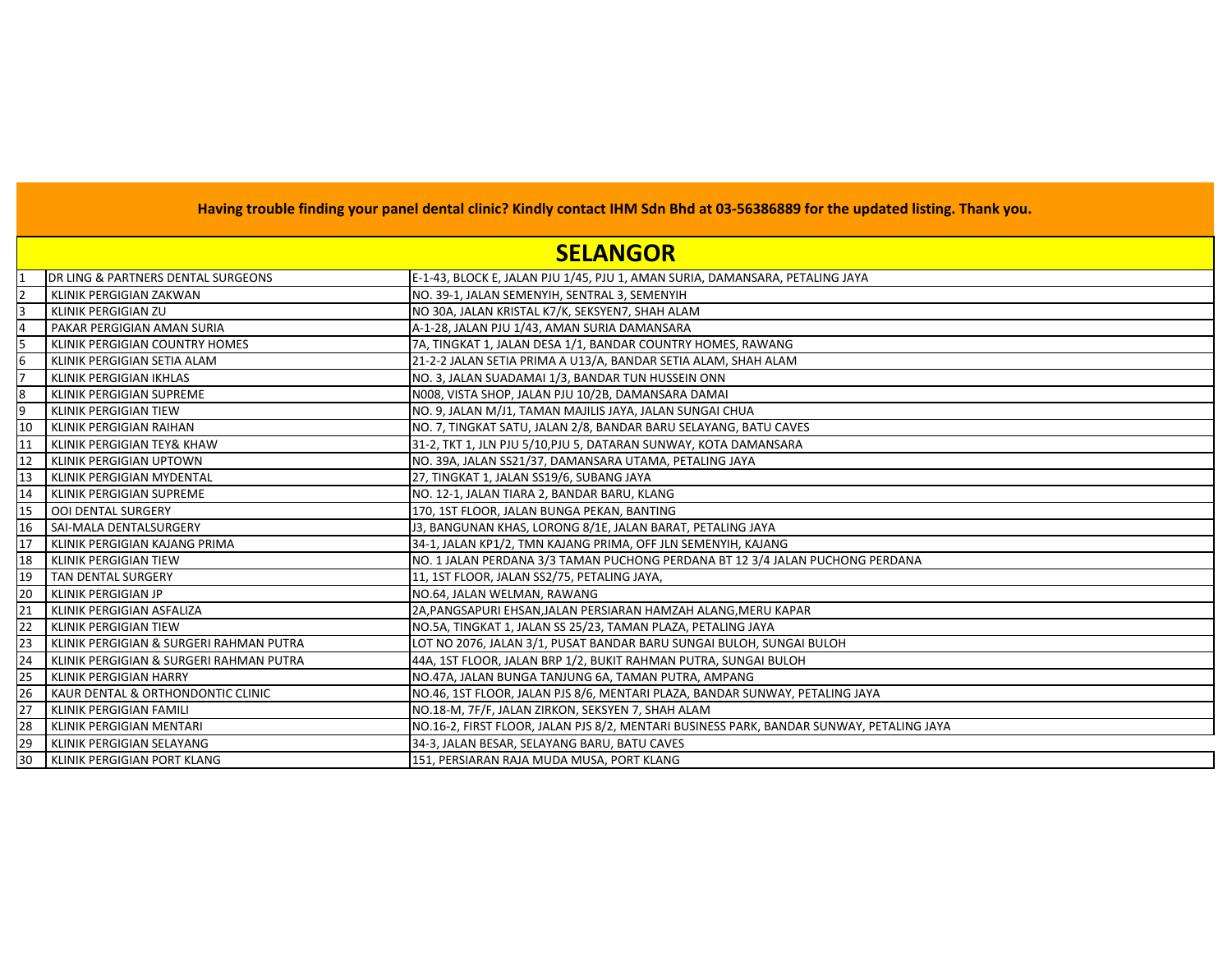**Having trouble finding your panel dental clinic? Kindly contact IHM Sdn Bhd at 03-56386889 for the updated listing. Thank you.**

## SELANGOR

| | | |
|---|---|---|
| 1 | DR LING & PARTNERS DENTAL SURGEONS | E-1-43, BLOCK E, JALAN PJU 1/45, PJU 1, AMAN SURIA, DAMANSARA, PETALING JAYA |
| 2 | KLINIK PERGIGIAN ZAKWAN | NO. 39-1, JALAN SEMENYIH, SENTRAL 3, SEMENYIH |
| 3 | KLINIK PERGIGIAN ZU | NO 30A, JALAN KRISTAL K7/K, SEKSYEN7, SHAH ALAM |
| 4 | PAKAR PERGIGIAN AMAN SURIA | A-1-28, JALAN PJU 1/43, AMAN SURIA DAMANSARA |
| 5 | KLINIK PERGIGIAN COUNTRY HOMES | 7A, TINGKAT 1, JALAN DESA 1/1, BANDAR COUNTRY HOMES, RAWANG |
| 6 | KLINIK PERGIGIAN SETIA ALAM | 21-2-2 JALAN SETIA PRIMA A U13/A, BANDAR SETIA ALAM, SHAH ALAM |
| 7 | KLINIK PERGIGIAN IKHLAS | NO. 3, JALAN SUADAMAI 1/3, BANDAR TUN HUSSEIN ONN |
| 8 | KLINIK PERGIGIAN SUPREME | N008, VISTA SHOP, JALAN PJU 10/2B, DAMANSARA DAMAI |
| 9 | KLINIK PERGIGIAN TIEW | NO. 9, JALAN M/J1, TAMAN MAJILIS JAYA, JALAN SUNGAI CHUA |
| 10 | KLINIK PERGIGIAN RAIHAN | NO. 7, TINGKAT SATU, JALAN 2/8, BANDAR BARU SELAYANG, BATU CAVES |
| 11 | KLINIK PERGIGIAN TEY& KHAW | 31-2, TKT 1, JLN PJU 5/10,PJU 5, DATARAN SUNWAY, KOTA DAMANSARA |
| 12 | KLINIK PERGIGIAN UPTOWN | NO. 39A, JALAN SS21/37, DAMANSARA UTAMA, PETALING JAYA |
| 13 | KLINIK PERGIGIAN MYDENTAL | 27, TINGKAT 1, JALAN SS19/6, SUBANG JAYA |
| 14 | KLINIK PERGIGIAN SUPREME | NO. 12-1, JALAN TIARA 2, BANDAR BARU, KLANG |
| 15 | OOI DENTAL SURGERY | 170, 1ST FLOOR, JALAN BUNGA PEKAN, BANTING |
| 16 | SAI-MALA DENTALSURGERY | J3, BANGUNAN KHAS, LORONG 8/1E, JALAN BARAT, PETALING JAYA |
| 17 | KLINIK PERGIGIAN KAJANG PRIMA | 34-1, JALAN KP1/2, TMN KAJANG PRIMA, OFF JLN SEMENYIH, KAJANG |
| 18 | KLINIK PERGIGIAN TIEW | NO. 1 JALAN PERDANA 3/3 TAMAN PUCHONG PERDANA BT 12 3/4 JALAN PUCHONG PERDANA |
| 19 | TAN DENTAL SURGERY | 11, 1ST FLOOR, JALAN SS2/75, PETALING JAYA, |
| 20 | KLINIK PERGIGIAN JP | NO.64, JALAN WELMAN, RAWANG |
| 21 | KLINIK PERGIGIAN ASFALIZA | 2A,PANGSAPURI EHSAN,JALAN PERSIARAN HAMZAH ALANG,MERU KAPAR |
| 22 | KLINIK PERGIGIAN TIEW | NO.5A, TINGKAT 1, JALAN SS 25/23, TAMAN PLAZA, PETALING JAYA |
| 23 | KLINIK PERGIGIAN & SURGERI RAHMAN PUTRA | LOT NO 2076, JALAN 3/1, PUSAT BANDAR BARU SUNGAI BULOH, SUNGAI BULOH |
| 24 | KLINIK PERGIGIAN & SURGERI RAHMAN PUTRA | 44A, 1ST FLOOR, JALAN BRP 1/2, BUKIT RAHMAN PUTRA, SUNGAI BULOH |
| 25 | KLINIK PERGIGIAN HARRY | NO.47A, JALAN BUNGA TANJUNG 6A, TAMAN PUTRA, AMPANG |
| 26 | KAUR DENTAL & ORTHONDONTIC CLINIC | NO.46, 1ST FLOOR, JALAN PJS 8/6, MENTARI PLAZA, BANDAR SUNWAY, PETALING JAYA |
| 27 | KLINIK PERGIGIAN FAMILI | NO.18-M, 7F/F, JALAN ZIRKON, SEKSYEN 7, SHAH ALAM |
| 28 | KLINIK PERGIGIAN MENTARI | NO.16-2, FIRST FLOOR, JALAN PJS 8/2, MENTARI BUSINESS PARK, BANDAR SUNWAY, PETALING JAYA |
| 29 | KLINIK PERGIGIAN SELAYANG | 34-3, JALAN BESAR, SELAYANG BARU, BATU CAVES |
| 30 | KLINIK PERGIGIAN PORT KLANG | 151, PERSIARAN RAJA MUDA MUSA, PORT KLANG |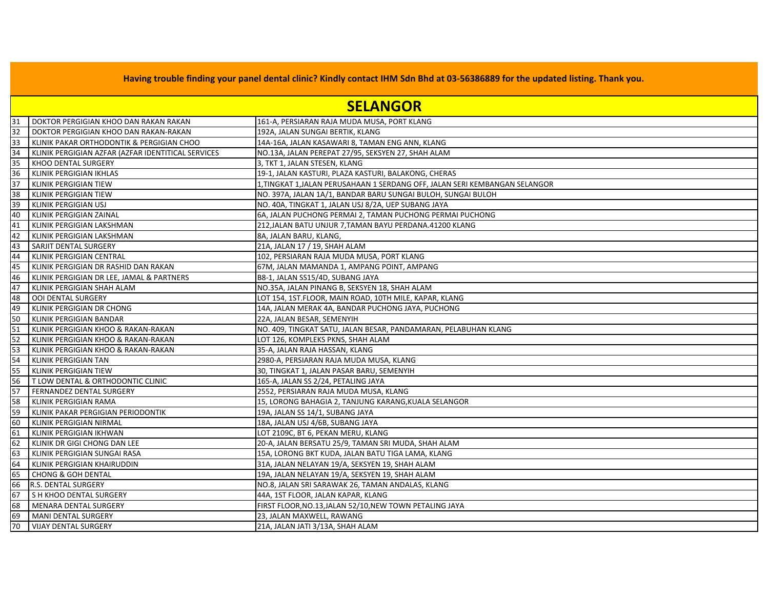**Having trouble finding your panel dental clinic? Kindly contact IHM Sdn Bhd at 03-56386889 for the updated listing. Thank you.**

## SELANGOR

| | | |
|---|---|---|
| 31 | DOKTOR PERGIGIAN KHOO DAN RAKAN RAKAN | 161-A, PERSIARAN RAJA MUDA MUSA, PORT KLANG |
| 32 | DOKTOR PERGIGIAN KHOO DAN RAKAN-RAKAN | 192A, JALAN SUNGAI BERTIK, KLANG |
| 33 | KLINIK PAKAR ORTHODONTIK & PERGIGIAN CHOO | 14A-16A, JALAN KASAWARI 8, TAMAN ENG ANN, KLANG |
| 34 | KLINIK PERGIGIAN AZFAR (AZFAR IDENTITICAL SERVICES | NO.13A, JALAN PEREPAT 27/95, SEKSYEN 27, SHAH ALAM |
| 35 | KHOO DENTAL SURGERY | 3, TKT 1, JALAN STESEN, KLANG |
| 36 | KLINIK PERGIGIAN IKHLAS | 19-1, JALAN KASTURI, PLAZA KASTURI, BALAKONG, CHERAS |
| 37 | KLINIK PERGIGIAN TIEW | 1,TINGKAT 1,JALAN PERUSAHAAN 1 SERDANG OFF, JALAN SERI KEMBANGAN SELANGOR |
| 38 | KLINIK PERGIGIAN TIEW | NO. 397A, JALAN 1A/1, BANDAR BARU SUNGAI BULOH, SUNGAI BULOH |
| 39 | KLINIK PERGIGIAN USJ | NO. 40A, TINGKAT 1, JALAN USJ 8/2A, UEP SUBANG JAYA |
| 40 | KLINIK PERGIGIAN ZAINAL | 6A, JALAN PUCHONG PERMAI 2, TAMAN PUCHONG PERMAI PUCHONG |
| 41 | KLINIK PERGIGIAN LAKSHMAN | 212,JALAN BATU UNJUR 7,TAMAN BAYU PERDANA.41200 KLANG |
| 42 | KLINIK PERGIGIAN LAKSHMAN | 8A, JALAN BARU, KLANG, |
| 43 | SARJIT DENTAL SURGERY | 21A, JALAN 17 / 19, SHAH ALAM |
| 44 | KLINIK PERGIGIAN CENTRAL | 102, PERSIARAN RAJA MUDA MUSA, PORT KLANG |
| 45 | KLINIK PERGIGIAN DR RASHID DAN RAKAN | 67M, JALAN MAMANDA 1, AMPANG POINT, AMPANG |
| 46 | KLINIK PERGIGIAN DR LEE, JAMAL & PARTNERS | B8-1, JALAN SS15/4D, SUBANG JAYA |
| 47 | KLINIK PERGIGIAN SHAH ALAM | NO.35A, JALAN PINANG B, SEKSYEN 18, SHAH ALAM |
| 48 | OOI DENTAL SURGERY | LOT 154, 1ST.FLOOR, MAIN ROAD, 10TH MILE, KAPAR, KLANG |
| 49 | KLINIK PERGIGIAN DR CHONG | 14A, JALAN MERAK 4A, BANDAR PUCHONG JAYA, PUCHONG |
| 50 | KLINIK PERGIGIAN BANDAR | 22A, JALAN BESAR, SEMENYIH |
| 51 | KLINIK PERGIGIAN KHOO & RAKAN-RAKAN | NO. 409, TINGKAT SATU, JALAN BESAR, PANDAMARAN, PELABUHAN KLANG |
| 52 | KLINIK PERGIGIAN KHOO & RAKAN-RAKAN | LOT 126, KOMPLEKS PKNS, SHAH ALAM |
| 53 | KLINIK PERGIGIAN KHOO & RAKAN-RAKAN | 35-A, JALAN RAJA HASSAN, KLANG |
| 54 | KLINIK PERGIGIAN TAN | 2980-A, PERSIARAN RAJA MUDA MUSA, KLANG |
| 55 | KLINIK PERGIGIAN TIEW | 30, TINGKAT 1, JALAN PASAR BARU, SEMENYIH |
| 56 | T LOW DENTAL & ORTHODONTIC CLINIC | 165-A, JALAN SS 2/24, PETALING JAYA |
| 57 | FERNANDEZ DENTAL SURGERY | 2552, PERSIARAN RAJA MUDA MUSA, KLANG |
| 58 | KLINIK PERGIGIAN RAMA | 15, LORONG BAHAGIA 2, TANJUNG KARANG,KUALA SELANGOR |
| 59 | KLINIK PAKAR PERGIGIAN PERIODONTIK | 19A, JALAN SS 14/1, SUBANG JAYA |
| 60 | KLINIK PERGIGIAN NIRMAL | 18A, JALAN USJ 4/6B, SUBANG JAYA |
| 61 | KLINIK PERGIGIAN IKHWAN | LOT 2109C, BT 6, PEKAN MERU, KLANG |
| 62 | KLINIK DR GIGI CHONG DAN LEE | 20-A, JALAN BERSATU 25/9, TAMAN SRI MUDA, SHAH ALAM |
| 63 | KLINIK PERGIGIAN SUNGAI RASA | 15A, LORONG BKT KUDA, JALAN BATU TIGA LAMA, KLANG |
| 64 | KLINIK PERGIGIAN KHAIRUDDIN | 31A, JALAN NELAYAN 19/A, SEKSYEN 19, SHAH ALAM |
| 65 | CHONG & GOH DENTAL | 19A, JALAN NELAYAN 19/A, SEKSYEN 19, SHAH ALAM |
| 66 | R.S. DENTAL SURGERY | NO.8, JALAN SRI SARAWAK 26, TAMAN ANDALAS, KLANG |
| 67 | S H KHOO DENTAL SURGERY | 44A, 1ST FLOOR, JALAN KAPAR, KLANG |
| 68 | MENARA DENTAL SURGERY | FIRST FLOOR,NO.13,JALAN 52/10,NEW TOWN PETALING JAYA |
| 69 | MANI DENTAL SURGERY | 23, JALAN MAXWELL, RAWANG |
| 70 | VIJAY DENTAL SURGERY | 21A, JALAN JATI 3/13A, SHAH ALAM |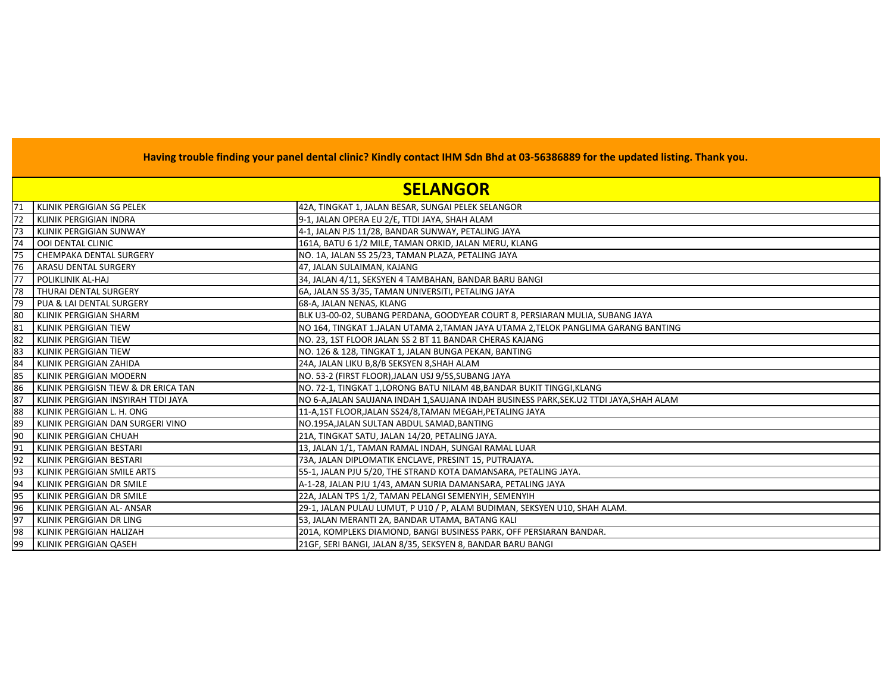**Having trouble finding your panel dental clinic? Kindly contact IHM Sdn Bhd at 03-56386889 for the updated listing. Thank you.**

# SELANGOR

| | | |
|---|---|---|
| 71 | KLINIK PERGIGIAN SG PELEK | 42A, TINGKAT 1, JALAN BESAR, SUNGAI PELEK SELANGOR |
| 72 | KLINIK PERGIGIAN INDRA | 9-1, JALAN OPERA EU 2/E, TTDI JAYA, SHAH ALAM |
| 73 | KLINIK PERGIGIAN SUNWAY | 4-1, JALAN PJS 11/28, BANDAR SUNWAY, PETALING JAYA |
| 74 | OOI DENTAL CLINIC | 161A, BATU 6 1/2 MILE, TAMAN ORKID, JALAN MERU, KLANG |
| 75 | CHEMPAKA DENTAL SURGERY | NO. 1A, JALAN SS 25/23, TAMAN PLAZA, PETALING JAYA |
| 76 | ARASU DENTAL SURGERY | 47, JALAN SULAIMAN, KAJANG |
| 77 | POLIKLINIK AL-HAJ | 34, JALAN 4/11, SEKSYEN 4 TAMBAHAN, BANDAR BARU BANGI |
| 78 | THURAI DENTAL SURGERY | 6A, JALAN SS 3/35, TAMAN UNIVERSITI, PETALING JAYA |
| 79 | PUA & LAI DENTAL SURGERY | 68-A, JALAN NENAS, KLANG |
| 80 | KLINIK PERGIGIAN SHARM | BLK U3-00-02, SUBANG PERDANA, GOODYEAR COURT 8, PERSIARAN MULIA, SUBANG JAYA |
| 81 | KLINIK PERGIGIAN TIEW | NO 164, TINGKAT 1.JALAN UTAMA 2,TAMAN JAYA UTAMA 2,TELOK PANGLIMA GARANG BANTING |
| 82 | KLINIK PERGIGIAN TIEW | NO. 23, 1ST FLOOR JALAN SS 2 BT 11 BANDAR CHERAS KAJANG |
| 83 | KLINIK PERGIGIAN TIEW | NO. 126 & 128, TINGKAT 1, JALAN BUNGA PEKAN, BANTING |
| 84 | KLINIK PERGIGIAN ZAHIDA | 24A, JALAN LIKU B,8/B SEKSYEN 8,SHAH ALAM |
| 85 | KLINIK PERGIGIAN MODERN | NO. 53-2 (FIRST FLOOR),JALAN USJ 9/5S,SUBANG JAYA |
| 86 | KLINIK PERGIGISN TIEW & DR ERICA TAN | NO. 72-1, TINGKAT 1,LORONG BATU NILAM 4B,BANDAR BUKIT TINGGI,KLANG |
| 87 | KLINIK PERGIGIAN INSYIRAH TTDI JAYA | NO 6-A,JALAN SAUJANA INDAH 1,SAUJANA INDAH BUSINESS PARK,SEK.U2 TTDI JAYA,SHAH ALAM |
| 88 | KLINIK PERGIGIAN L. H. ONG | 11-A,1ST FLOOR,JALAN SS24/8,TAMAN MEGAH,PETALING JAYA |
| 89 | KLINIK PERGIGIAN DAN SURGERI VINO | NO.195A,JALAN SULTAN ABDUL SAMAD,BANTING |
| 90 | KLINIK PERGIGIAN CHUAH | 21A, TINGKAT SATU, JALAN 14/20, PETALING JAYA. |
| 91 | KLINIK PERGIGIAN BESTARI | 13, JALAN 1/1, TAMAN RAMAL INDAH, SUNGAI RAMAL LUAR |
| 92 | KLINIK PERGIGIAN BESTARI | 73A, JALAN DIPLOMATIK ENCLAVE, PRESINT 15, PUTRAJAYA. |
| 93 | KLINIK PERGIGIAN SMILE ARTS | 55-1, JALAN PJU 5/20, THE STRAND KOTA DAMANSARA, PETALING JAYA. |
| 94 | KLINIK PERGIGIAN DR SMILE | A-1-28, JALAN PJU 1/43, AMAN SURIA DAMANSARA, PETALING JAYA |
| 95 | KLINIK PERGIGIAN DR SMILE | 22A, JALAN TPS 1/2, TAMAN PELANGI SEMENYIH, SEMENYIH |
| 96 | KLINIK PERGIGIAN AL- ANSAR | 29-1, JALAN PULAU LUMUT, P U10 / P, ALAM BUDIMAN, SEKSYEN U10, SHAH ALAM. |
| 97 | KLINIK PERGIGIAN DR LING | 53, JALAN MERANTI 2A, BANDAR UTAMA, BATANG KALI |
| 98 | KLINIK PERGIGIAN HALIZAH | 201A, KOMPLEKS DIAMOND, BANGI BUSINESS PARK, OFF PERSIARAN BANDAR. |
| 99 | KLINIK PERGIGIAN QASEH | 21GF, SERI BANGI, JALAN 8/35, SEKSYEN 8, BANDAR BARU BANGI |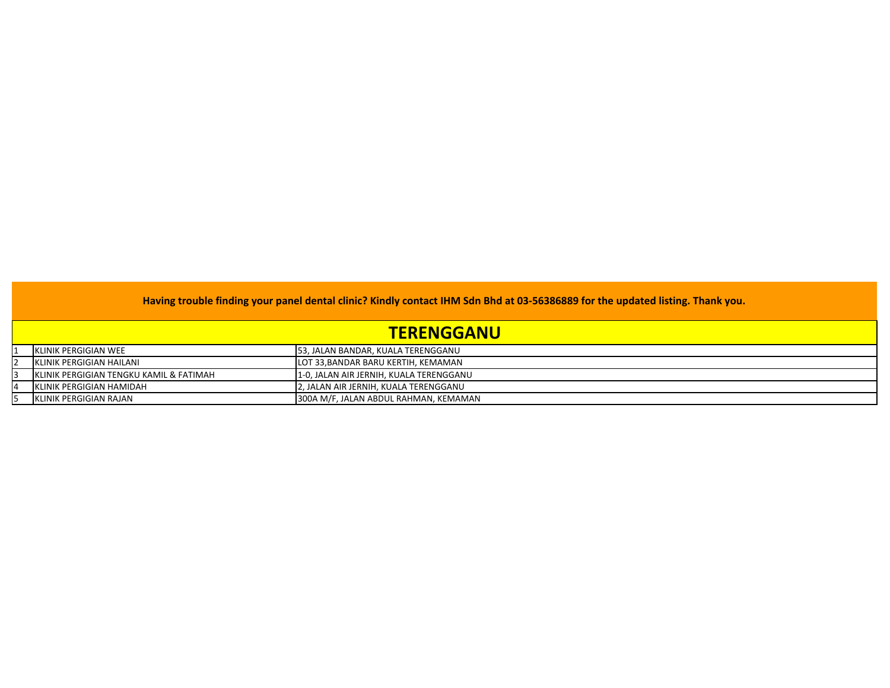**Having trouble finding your panel dental clinic? Kindly contact IHM Sdn Bhd at 03-56386889 for the updated listing. Thank you.**

## TERENGGANU

| | | |
|---|---|---|
| 1 | KLINIK PERGIGIAN WEE | 53, JALAN BANDAR, KUALA TERENGGANU |
| 2 | KLINIK PERGIGIAN HAILANI | LOT 33,BANDAR BARU KERTIH, KEMAMAN |
| 3 | KLINIK PERGIGIAN TENGKU KAMIL & FATIMAH | 1-0, JALAN AIR JERNIH, KUALA TERENGGANU |
| 4 | KLINIK PERGIGIAN HAMIDAH | 2, JALAN AIR JERNIH, KUALA TERENGGANU |
| 5 | KLINIK PERGIGIAN RAJAN | 300A M/F, JALAN ABDUL RAHMAN, KEMAMAN |